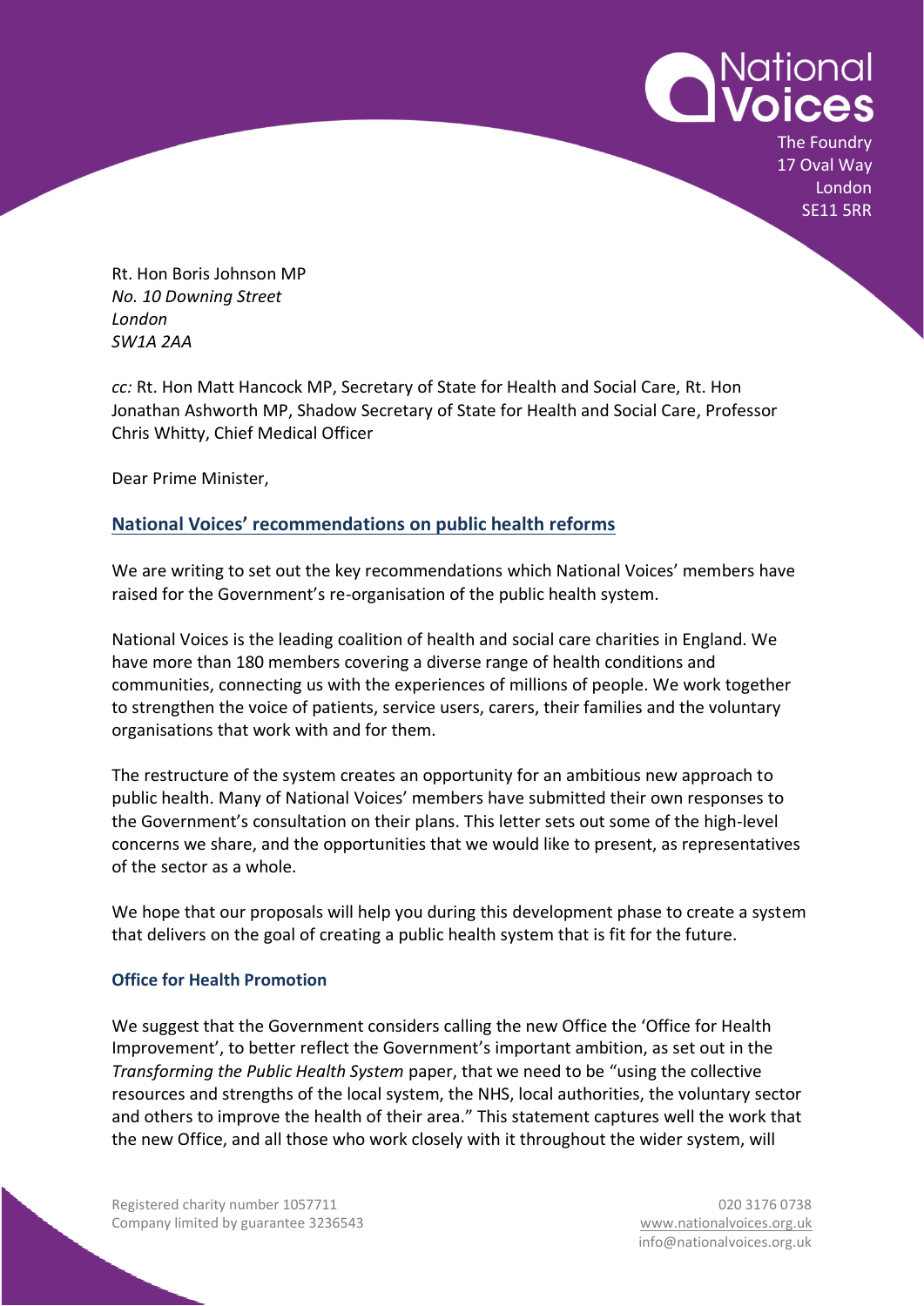National Voices
The Foundry
17 Oval Way
London
SE11 5RR

Rt. Hon Boris Johnson MP
*No. 10 Downing Street*
*London*
*SW1A 2AA*

*cc:* Rt. Hon Matt Hancock MP, Secretary of State for Health and Social Care, Rt. Hon Jonathan Ashworth MP, Shadow Secretary of State for Health and Social Care, Professor Chris Whitty, Chief Medical Officer

Dear Prime Minister,

## National Voices' recommendations on public health reforms

We are writing to set out the key recommendations which National Voices' members have raised for the Government's re-organisation of the public health system.

National Voices is the leading coalition of health and social care charities in England. We have more than 180 members covering a diverse range of health conditions and communities, connecting us with the experiences of millions of people. We work together to strengthen the voice of patients, service users, carers, their families and the voluntary organisations that work with and for them.

The restructure of the system creates an opportunity for an ambitious new approach to public health. Many of National Voices' members have submitted their own responses to the Government's consultation on their plans. This letter sets out some of the high-level concerns we share, and the opportunities that we would like to present, as representatives of the sector as a whole.

We hope that our proposals will help you during this development phase to create a system that delivers on the goal of creating a public health system that is fit for the future.

### Office for Health Promotion

We suggest that the Government considers calling the new Office the 'Office for Health Improvement', to better reflect the Government's important ambition, as set out in the *Transforming the Public Health System* paper, that we need to be "using the collective resources and strengths of the local system, the NHS, local authorities, the voluntary sector and others to improve the health of their area." This statement captures well the work that the new Office, and all those who work closely with it throughout the wider system, will

Registered charity number 1057711
Company limited by guarantee 3236543

020 3176 0738
www.nationalvoices.org.uk
info@nationalvoices.org.uk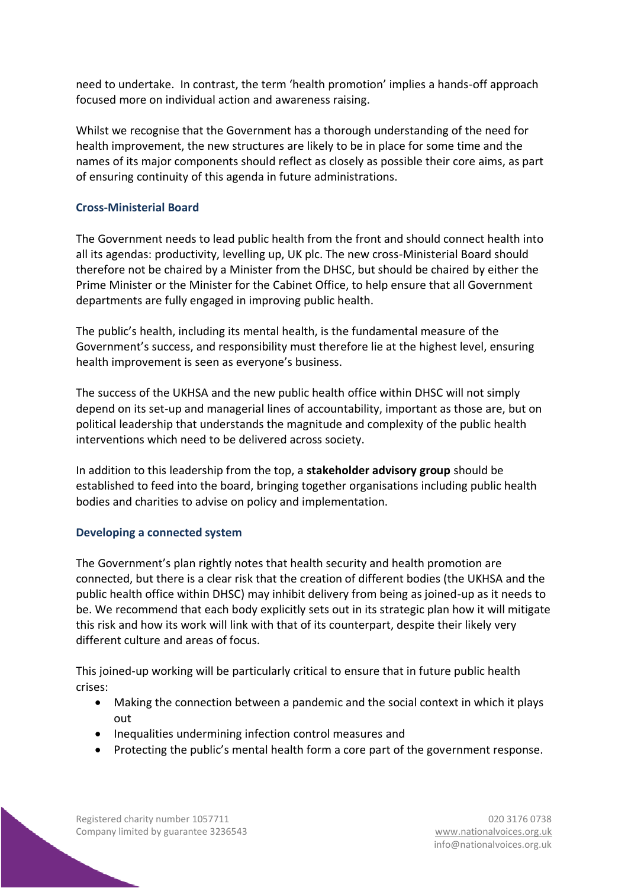need to undertake. In contrast, the term 'health promotion' implies a hands-off approach focused more on individual action and awareness raising.

Whilst we recognise that the Government has a thorough understanding of the need for health improvement, the new structures are likely to be in place for some time and the names of its major components should reflect as closely as possible their core aims, as part of ensuring continuity of this agenda in future administrations.

### Cross-Ministerial Board

The Government needs to lead public health from the front and should connect health into all its agendas: productivity, levelling up, UK plc. The new cross-Ministerial Board should therefore not be chaired by a Minister from the DHSC, but should be chaired by either the Prime Minister or the Minister for the Cabinet Office, to help ensure that all Government departments are fully engaged in improving public health.

The public's health, including its mental health, is the fundamental measure of the Government's success, and responsibility must therefore lie at the highest level, ensuring health improvement is seen as everyone's business.

The success of the UKHSA and the new public health office within DHSC will not simply depend on its set-up and managerial lines of accountability, important as those are, but on political leadership that understands the magnitude and complexity of the public health interventions which need to be delivered across society.

In addition to this leadership from the top, a **stakeholder advisory group** should be established to feed into the board, bringing together organisations including public health bodies and charities to advise on policy and implementation.

### Developing a connected system

The Government's plan rightly notes that health security and health promotion are connected, but there is a clear risk that the creation of different bodies (the UKHSA and the public health office within DHSC) may inhibit delivery from being as joined-up as it needs to be. We recommend that each body explicitly sets out in its strategic plan how it will mitigate this risk and how its work will link with that of its counterpart, despite their likely very different culture and areas of focus.

This joined-up working will be particularly critical to ensure that in future public health crises:

- Making the connection between a pandemic and the social context in which it plays out
- Inequalities undermining infection control measures and
- Protecting the public's mental health form a core part of the government response.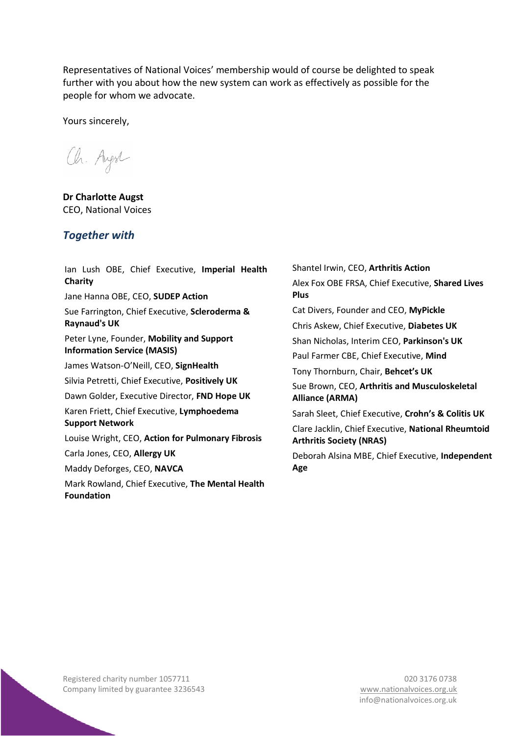Representatives of National Voices' membership would of course be delighted to speak further with you about how the new system can work as effectively as possible for the people for whom we advocate.

Yours sincerely,

**Dr Charlotte Augst**
CEO, National Voices

## *Together with*

Ian Lush OBE, Chief Executive, **Imperial Health Charity**

Jane Hanna OBE, CEO, **SUDEP Action**

Sue Farrington, Chief Executive, **Scleroderma & Raynaud's UK**

Peter Lyne, Founder, **Mobility and Support Information Service (MASIS)**

James Watson-O'Neill, CEO, **SignHealth**

Silvia Petretti, Chief Executive, **Positively UK**

Dawn Golder, Executive Director, **FND Hope UK**

Karen Friett, Chief Executive, **Lymphoedema Support Network**

Louise Wright, CEO, **Action for Pulmonary Fibrosis**

Carla Jones, CEO, **Allergy UK**

Maddy Deforges, CEO, **NAVCA**

Mark Rowland, Chief Executive, **The Mental Health Foundation**

Shantel Irwin, CEO, **Arthritis Action**

Alex Fox OBE FRSA, Chief Executive, **Shared Lives Plus**

Cat Divers, Founder and CEO, **MyPickle**

Chris Askew, Chief Executive, **Diabetes UK**

Shan Nicholas, Interim CEO, **Parkinson's UK**

Paul Farmer CBE, Chief Executive, **Mind**

Tony Thornburn, Chair, **Behcet's UK**

Sue Brown, CEO, **Arthritis and Musculoskeletal Alliance (ARMA)**

Sarah Sleet, Chief Executive, **Crohn's & Colitis UK**

Clare Jacklin, Chief Executive, **National Rheumtoid Arthritis Society (NRAS)**

Deborah Alsina MBE, Chief Executive, **Independent Age**

Registered charity number 1057711
Company limited by guarantee 3236543

020 3176 0738
www.nationalvoices.org.uk
info@nationalvoices.org.uk